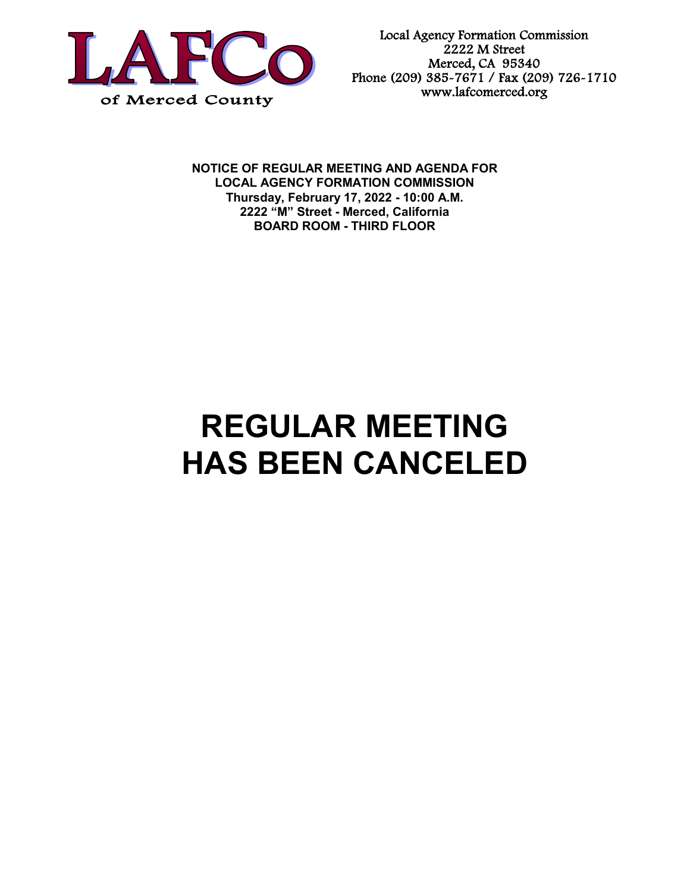LAFCo of Merced County

Local Agency Formation Commission
2222 M Street
Merced, CA 95340
Phone (209) 385-7671 / Fax (209) 726-1710
www.lafcomerced.org

**NOTICE OF REGULAR MEETING AND AGENDA FOR**
**LOCAL AGENCY FORMATION COMMISSION**
**Thursday, February 17, 2022 - 10:00 A.M.**
**2222 "M" Street - Merced, California**
**BOARD ROOM - THIRD FLOOR**

# REGULAR MEETING HAS BEEN CANCELED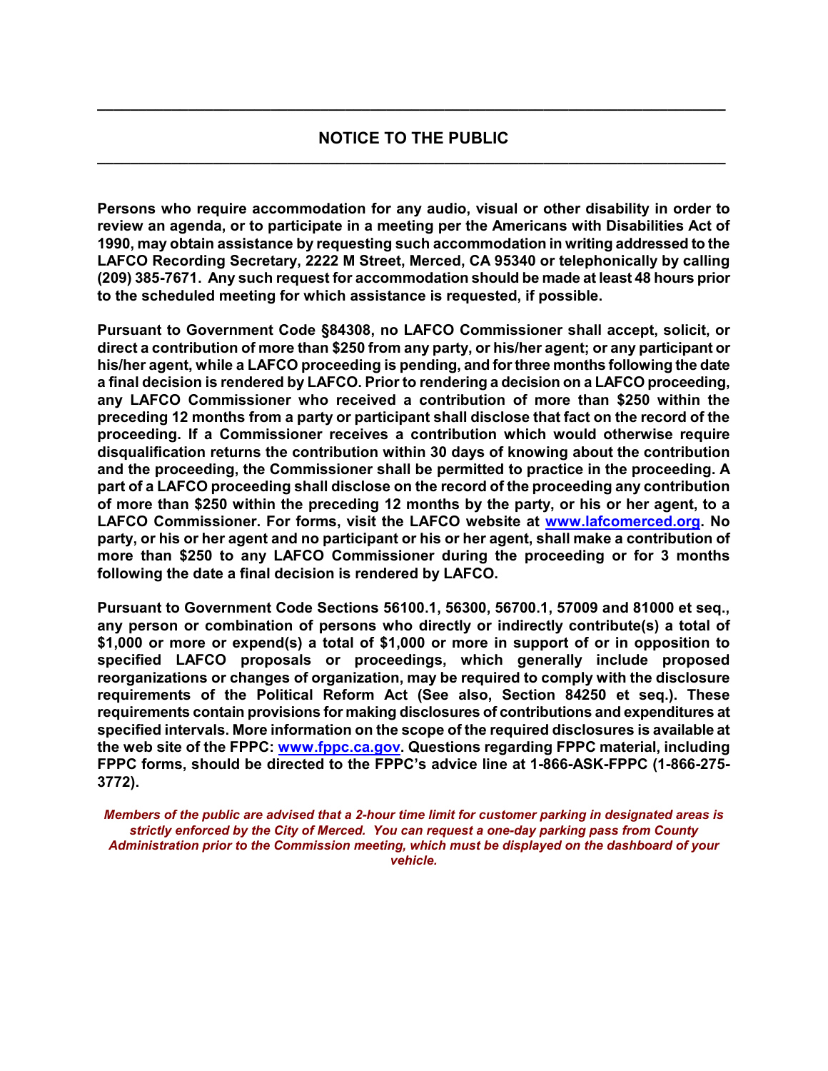## NOTICE TO THE PUBLIC

**Persons who require accommodation for any audio, visual or other disability in order to review an agenda, or to participate in a meeting per the Americans with Disabilities Act of 1990, may obtain assistance by requesting such accommodation in writing addressed to the LAFCO Recording Secretary, 2222 M Street, Merced, CA 95340 or telephonically by calling (209) 385-7671. Any such request for accommodation should be made at least 48 hours prior to the scheduled meeting for which assistance is requested, if possible.**

**Pursuant to Government Code §84308, no LAFCO Commissioner shall accept, solicit, or direct a contribution of more than $250 from any party, or his/her agent; or any participant or his/her agent, while a LAFCO proceeding is pending, and for three months following the date a final decision is rendered by LAFCO. Prior to rendering a decision on a LAFCO proceeding, any LAFCO Commissioner who received a contribution of more than $250 within the preceding 12 months from a party or participant shall disclose that fact on the record of the proceeding. If a Commissioner receives a contribution which would otherwise require disqualification returns the contribution within 30 days of knowing about the contribution and the proceeding, the Commissioner shall be permitted to practice in the proceeding. A part of a LAFCO proceeding shall disclose on the record of the proceeding any contribution of more than $250 within the preceding 12 months by the party, or his or her agent, to a LAFCO Commissioner. For forms, visit the LAFCO website at [www.lafcomerced.org](www.lafcomerced.org). No party, or his or her agent and no participant or his or her agent, shall make a contribution of more than $250 to any LAFCO Commissioner during the proceeding or for 3 months following the date a final decision is rendered by LAFCO.**

**Pursuant to Government Code Sections 56100.1, 56300, 56700.1, 57009 and 81000 et seq., any person or combination of persons who directly or indirectly contribute(s) a total of $1,000 or more or expend(s) a total of $1,000 or more in support of or in opposition to specified LAFCO proposals or proceedings, which generally include proposed reorganizations or changes of organization, may be required to comply with the disclosure requirements of the Political Reform Act (See also, Section 84250 et seq.). These requirements contain provisions for making disclosures of contributions and expenditures at specified intervals. More information on the scope of the required disclosures is available at the web site of the FPPC: [www.fppc.ca.gov](www.fppc.ca.gov). Questions regarding FPPC material, including FPPC forms, should be directed to the FPPC's advice line at 1-866-ASK-FPPC (1-866-275-3772).**

***Members of the public are advised that a 2-hour time limit for customer parking in designated areas is strictly enforced by the City of Merced. You can request a one-day parking pass from County Administration prior to the Commission meeting, which must be displayed on the dashboard of your vehicle.***